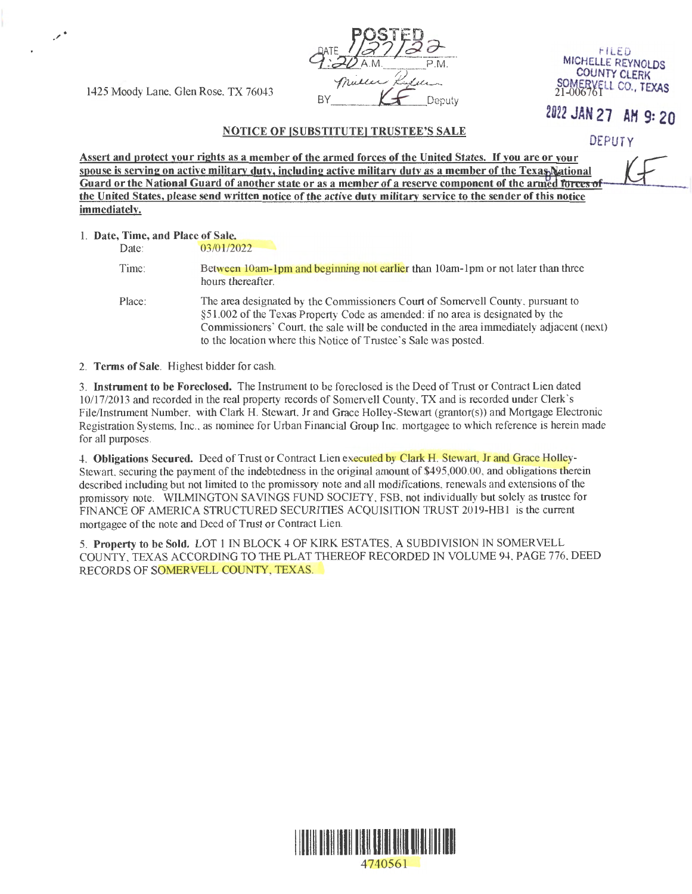1425 Moody Lane, Glen Rose, TX 76043

POSTED
DATE 1/27/22
9:20 A.M. P.M.
BY KF Deputy

FILED
MICHELLE REYNOLDS
COUNTY CLERK
SOMERVELL CO., TEXAS
21-006761

2022 JAN 27 AM 9:20

DEPUTY

## NOTICE OF [SUBSTITUTE] TRUSTEE'S SALE

**Assert and protect your rights as a member of the armed forces of the United States. If you are or your spouse is serving on active military duty, including active military duty as a member of the Texas National Guard or the National Guard of another state or as a member of a reserve component of the armed forces of the United States, please send written notice of the active duty military service to the sender of this notice immediately.**

1. **Date, Time, and Place of Sale.**

   Date: 03/01/2022

   Time: Between 10am-1pm and beginning not earlier than 10am-1pm or not later than three hours thereafter.

   Place: The area designated by the Commissioners Court of Somervell County, pursuant to §51.002 of the Texas Property Code as amended: if no area is designated by the Commissioners' Court, the sale will be conducted in the area immediately adjacent (next) to the location where this Notice of Trustee's Sale was posted.

2. **Terms of Sale.** Highest bidder for cash.

3. **Instrument to be Foreclosed.** The Instrument to be foreclosed is the Deed of Trust or Contract Lien dated 10/17/2013 and recorded in the real property records of Somervell County, TX and is recorded under Clerk's File/Instrument Number, with Clark H. Stewart, Jr and Grace Holley-Stewart (grantor(s)) and Mortgage Electronic Registration Systems, Inc., as nominee for Urban Financial Group Inc. mortgagee to which reference is herein made for all purposes.

4. **Obligations Secured.** Deed of Trust or Contract Lien executed by Clark H. Stewart, Jr and Grace Holley-Stewart, securing the payment of the indebtedness in the original amount of $495,000.00, and obligations therein described including but not limited to the promissory note and all modifications, renewals and extensions of the promissory note. WILMINGTON SAVINGS FUND SOCIETY, FSB, not individually but solely as trustee for FINANCE OF AMERICA STRUCTURED SECURITIES ACQUISITION TRUST 2019-HB1 is the current mortgagee of the note and Deed of Trust or Contract Lien.

5. **Property to be Sold.** LOT 1 IN BLOCK 4 OF KIRK ESTATES, A SUBDIVISION IN SOMERVELL COUNTY, TEXAS ACCORDING TO THE PLAT THEREOF RECORDED IN VOLUME 94, PAGE 776, DEED RECORDS OF SOMERVELL COUNTY, TEXAS.

4740561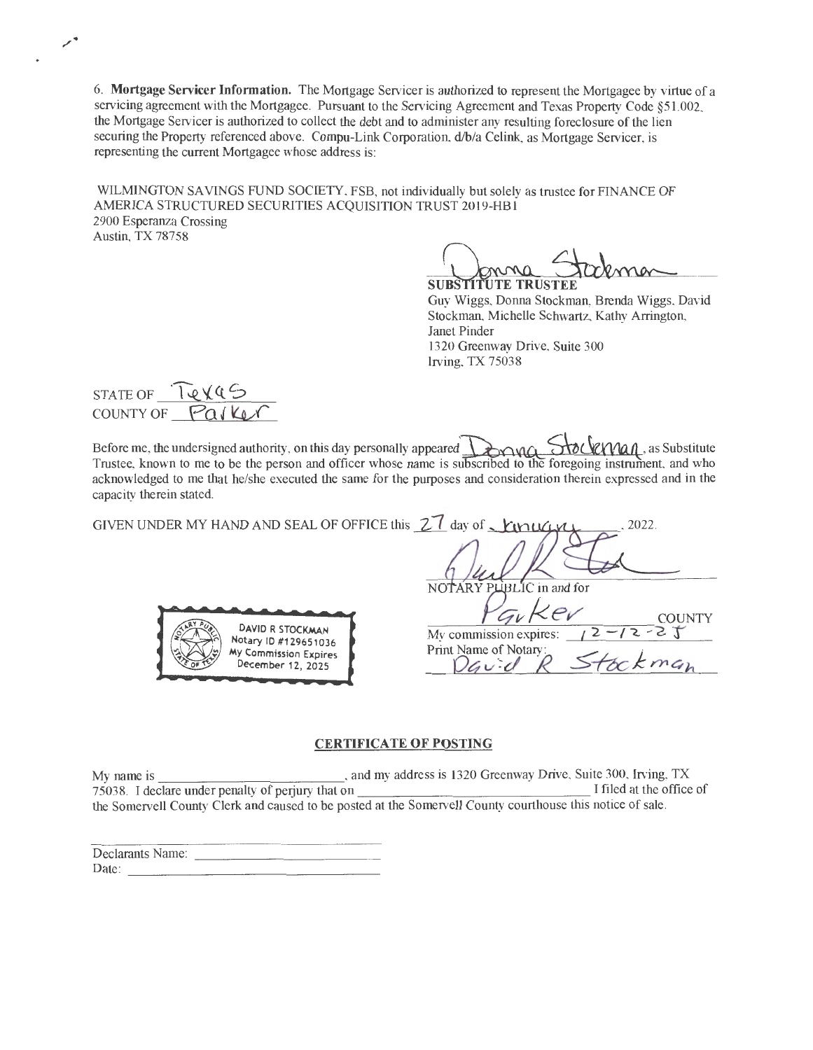6. **Mortgage Servicer Information.** The Mortgage Servicer is authorized to represent the Mortgagee by virtue of a servicing agreement with the Mortgagee. Pursuant to the Servicing Agreement and Texas Property Code §51.002, the Mortgage Servicer is authorized to collect the debt and to administer any resulting foreclosure of the lien securing the Property referenced above. Compu-Link Corporation, d/b/a Celink, as Mortgage Servicer, is representing the current Mortgagee whose address is:

WILMINGTON SAVINGS FUND SOCIETY, FSB, not individually but solely as trustee for FINANCE OF AMERICA STRUCTURED SECURITIES ACQUISITION TRUST 2019-HB1
2900 Esperanza Crossing
Austin, TX 78758

Donna Stockman
**SUBSTITUTE TRUSTEE**
Guy Wiggs, Donna Stockman, Brenda Wiggs, David Stockman, Michelle Schwartz, Kathy Arrington, Janet Pinder
1320 Greenway Drive, Suite 300
Irving, TX 75038

STATE OF Texas
COUNTY OF Parker

Before me, the undersigned authority, on this day personally appeared Donna Stockman, as Substitute Trustee, known to me to be the person and officer whose name is subscribed to the foregoing instrument, and who acknowledged to me that he/she executed the same for the purposes and consideration therein expressed and in the capacity therein stated.

GIVEN UNDER MY HAND AND SEAL OF OFFICE this 27 day of January, 2022.

DAVID R STOCKMAN
Notary ID #129651036
My Commission Expires
December 12, 2025

NOTARY PUBLIC in and for
Parker COUNTY
My commission expires: 12-12-25
Print Name of Notary:
David R Stockman

## CERTIFICATE OF POSTING

My name is ____________________, and my address is 1320 Greenway Drive, Suite 300, Irving, TX 75038. I declare under penalty of perjury that on ____________________ I filed at the office of the Somervell County Clerk and caused to be posted at the Somervell County courthouse this notice of sale.

Declarants Name: ____________________
Date: ____________________